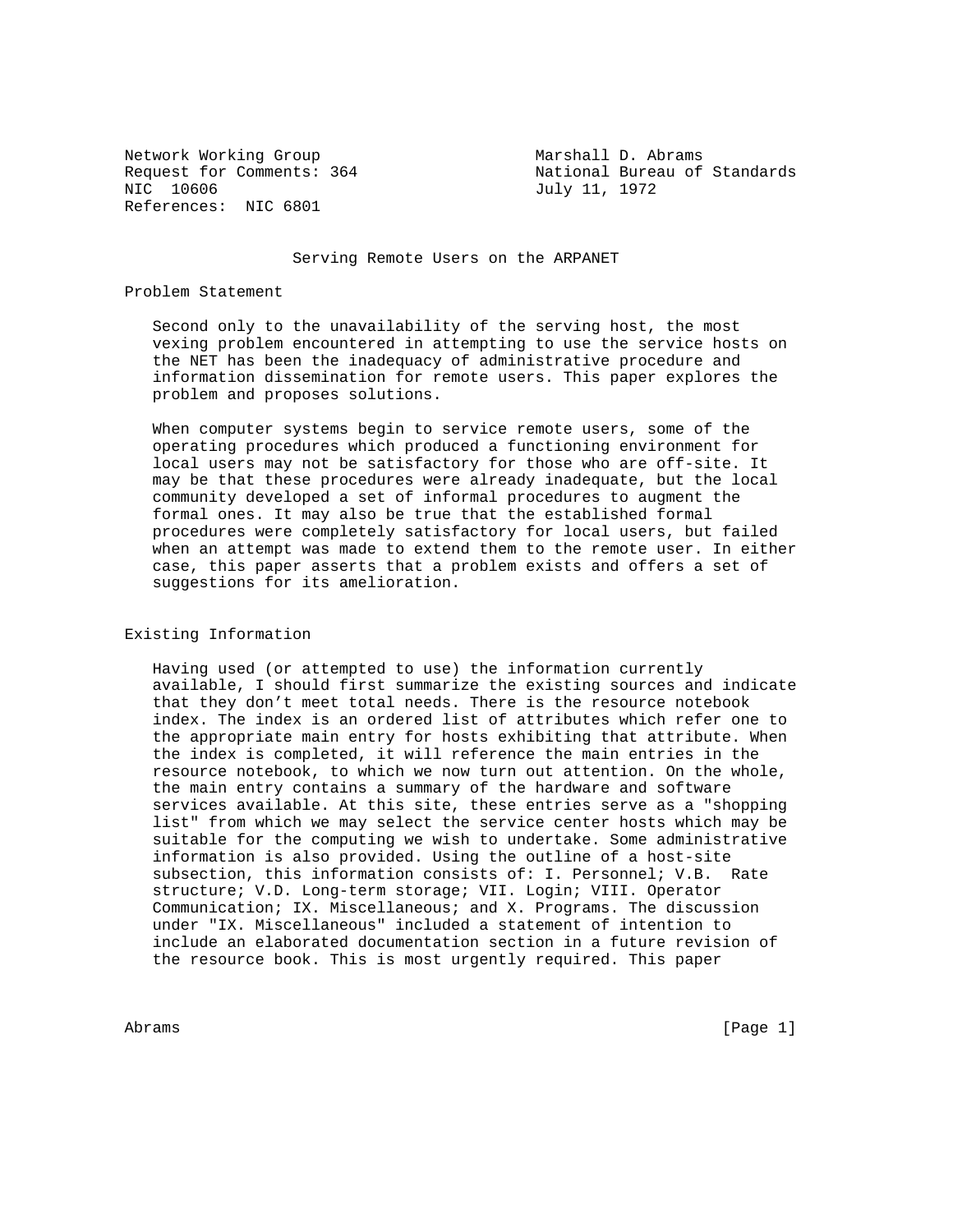Network Working Group  
Request for Comments: 364  
NIC 10606  
References: NIC 6801

Marshall D. Abrams  
National Bureau of Standards  
July 11, 1972

# Serving Remote Users on the ARPANET

## Problem Statement

Second only to the unavailability of the serving host, the most vexing problem encountered in attempting to use the service hosts on the NET has been the inadequacy of administrative procedure and information dissemination for remote users. This paper explores the problem and proposes solutions.

When computer systems begin to service remote users, some of the operating procedures which produced a functioning environment for local users may not be satisfactory for those who are off-site. It may be that these procedures were already inadequate, but the local community developed a set of informal procedures to augment the formal ones. It may also be true that the established formal procedures were completely satisfactory for local users, but failed when an attempt was made to extend them to the remote user. In either case, this paper asserts that a problem exists and offers a set of suggestions for its amelioration.

## Existing Information

Having used (or attempted to use) the information currently available, I should first summarize the existing sources and indicate that they don't meet total needs. There is the resource notebook index. The index is an ordered list of attributes which refer one to the appropriate main entry for hosts exhibiting that attribute. When the index is completed, it will reference the main entries in the resource notebook, to which we now turn out attention. On the whole, the main entry contains a summary of the hardware and software services available. At this site, these entries serve as a "shopping list" from which we may select the service center hosts which may be suitable for the computing we wish to undertake. Some administrative information is also provided. Using the outline of a host-site subsection, this information consists of: I. Personnel; V.B. Rate structure; V.D. Long-term storage; VII. Login; VIII. Operator Communication; IX. Miscellaneous; and X. Programs. The discussion under "IX. Miscellaneous" included a statement of intention to include an elaborated documentation section in a future revision of the resource book. This is most urgently required. This paper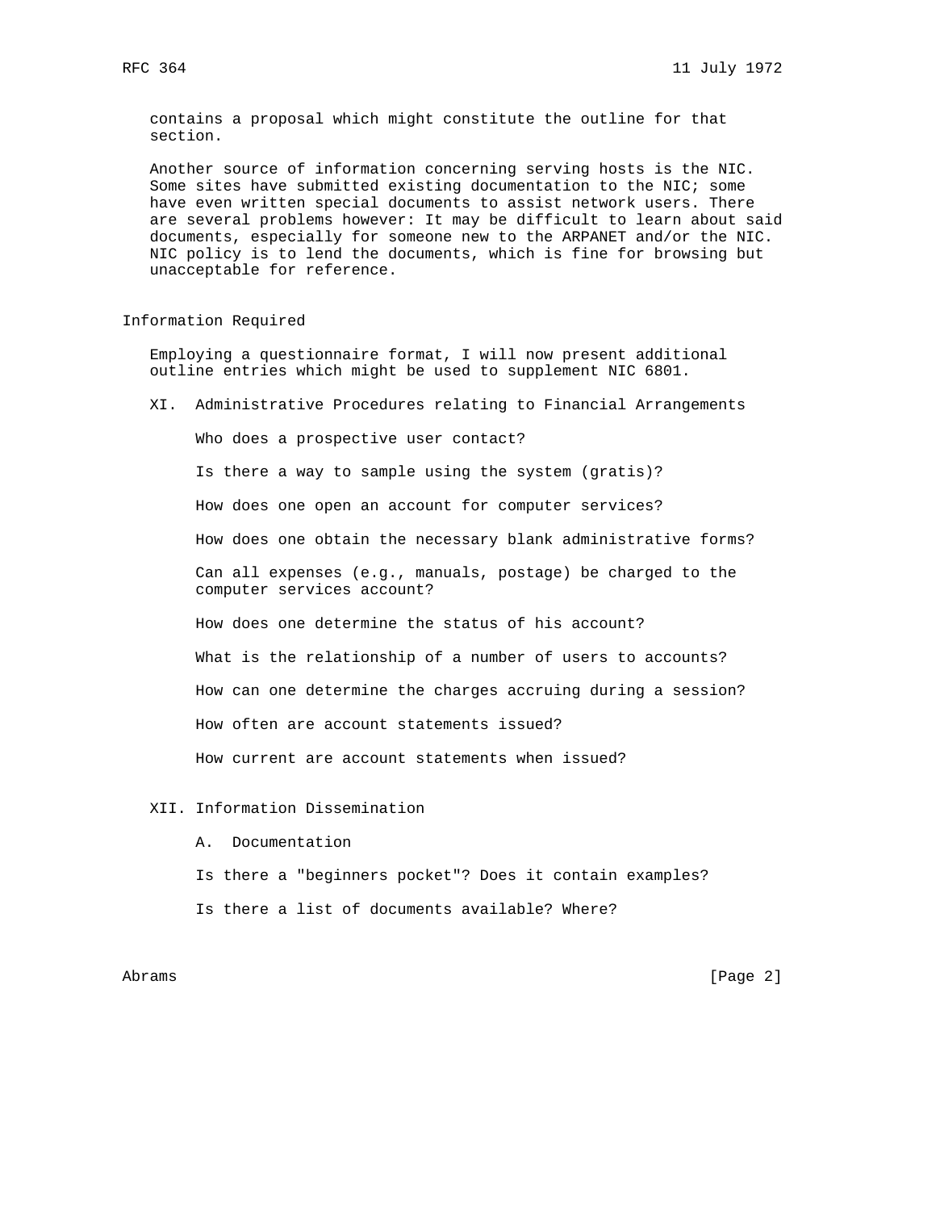contains a proposal which might constitute the outline for that section.

Another source of information concerning serving hosts is the NIC. Some sites have submitted existing documentation to the NIC; some have even written special documents to assist network users. There are several problems however: It may be difficult to learn about said documents, especially for someone new to the ARPANET and/or the NIC. NIC policy is to lend the documents, which is fine for browsing but unacceptable for reference.

## Information Required

Employing a questionnaire format, I will now present additional outline entries which might be used to supplement NIC 6801.

XI. Administrative Procedures relating to Financial Arrangements

Who does a prospective user contact?

Is there a way to sample using the system (gratis)?

How does one open an account for computer services?

How does one obtain the necessary blank administrative forms?

Can all expenses (e.g., manuals, postage) be charged to the computer services account?

How does one determine the status of his account?

What is the relationship of a number of users to accounts?

How can one determine the charges accruing during a session?

How often are account statements issued?

How current are account statements when issued?

XII. Information Dissemination

A. Documentation

Is there a "beginners pocket"? Does it contain examples?

Is there a list of documents available? Where?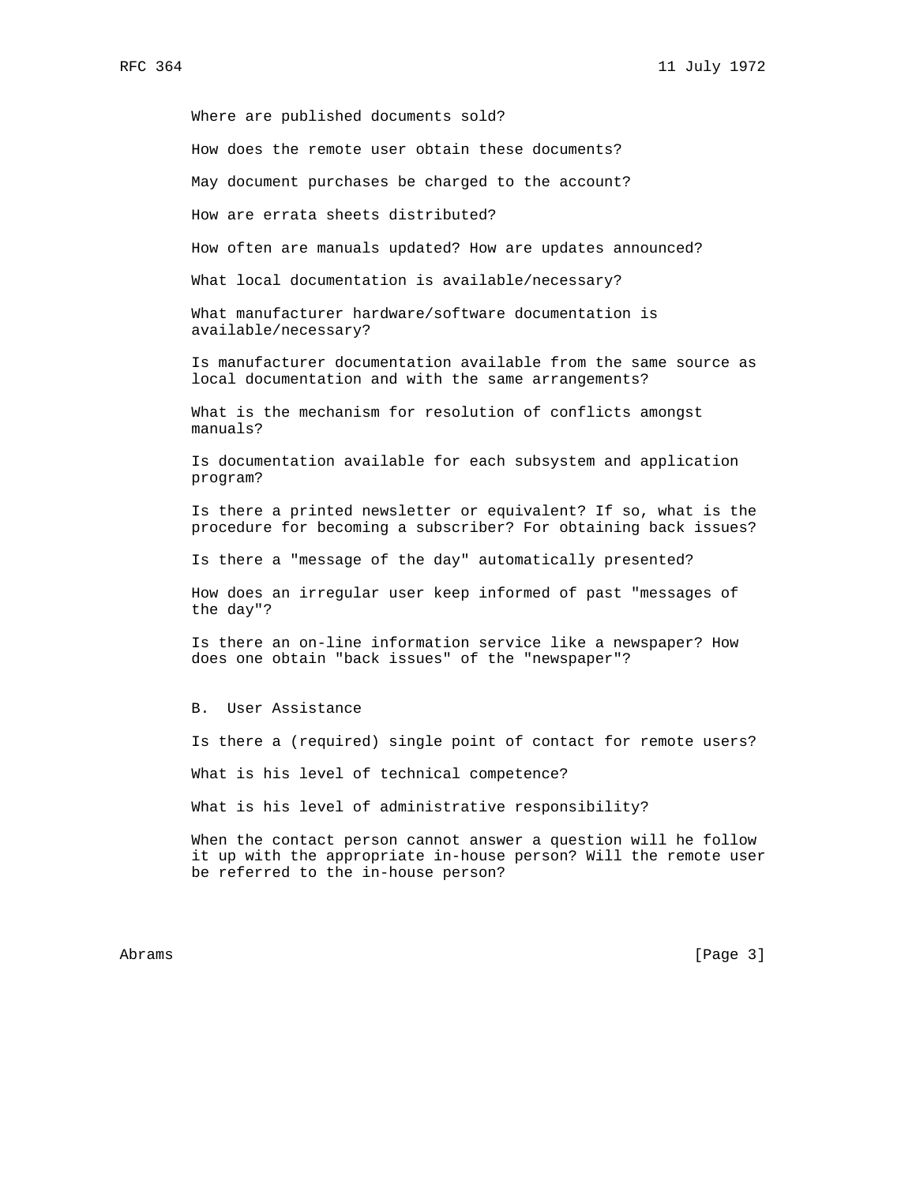Where are published documents sold?

How does the remote user obtain these documents?

May document purchases be charged to the account?

How are errata sheets distributed?

How often are manuals updated? How are updates announced?

What local documentation is available/necessary?

What manufacturer hardware/software documentation is available/necessary?

Is manufacturer documentation available from the same source as local documentation and with the same arrangements?

What is the mechanism for resolution of conflicts amongst manuals?

Is documentation available for each subsystem and application program?

Is there a printed newsletter or equivalent? If so, what is the procedure for becoming a subscriber? For obtaining back issues?

Is there a "message of the day" automatically presented?

How does an irregular user keep informed of past "messages of the day"?

Is there an on-line information service like a newspaper? How does one obtain "back issues" of the "newspaper"?

## B. User Assistance

Is there a (required) single point of contact for remote users?

What is his level of technical competence?

What is his level of administrative responsibility?

When the contact person cannot answer a question will he follow it up with the appropriate in-house person? Will the remote user be referred to the in-house person?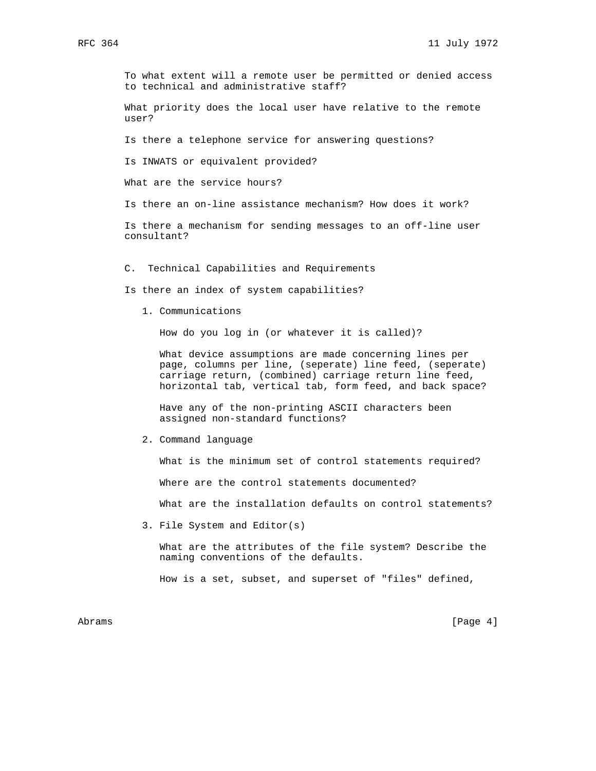To what extent will a remote user be permitted or denied access to technical and administrative staff?

What priority does the local user have relative to the remote user?

Is there a telephone service for answering questions?

Is INWATS or equivalent provided?

What are the service hours?

Is there an on-line assistance mechanism? How does it work?

Is there a mechanism for sending messages to an off-line user consultant?

## C. Technical Capabilities and Requirements

Is there an index of system capabilities?

### 1. Communications

How do you log in (or whatever it is called)?

What device assumptions are made concerning lines per page, columns per line, (seperate) line feed, (seperate) carriage return, (combined) carriage return line feed, horizontal tab, vertical tab, form feed, and back space?

Have any of the non-printing ASCII characters been assigned non-standard functions?

### 2. Command language

What is the minimum set of control statements required?

Where are the control statements documented?

What are the installation defaults on control statements?

### 3. File System and Editor(s)

What are the attributes of the file system? Describe the naming conventions of the defaults.

How is a set, subset, and superset of "files" defined,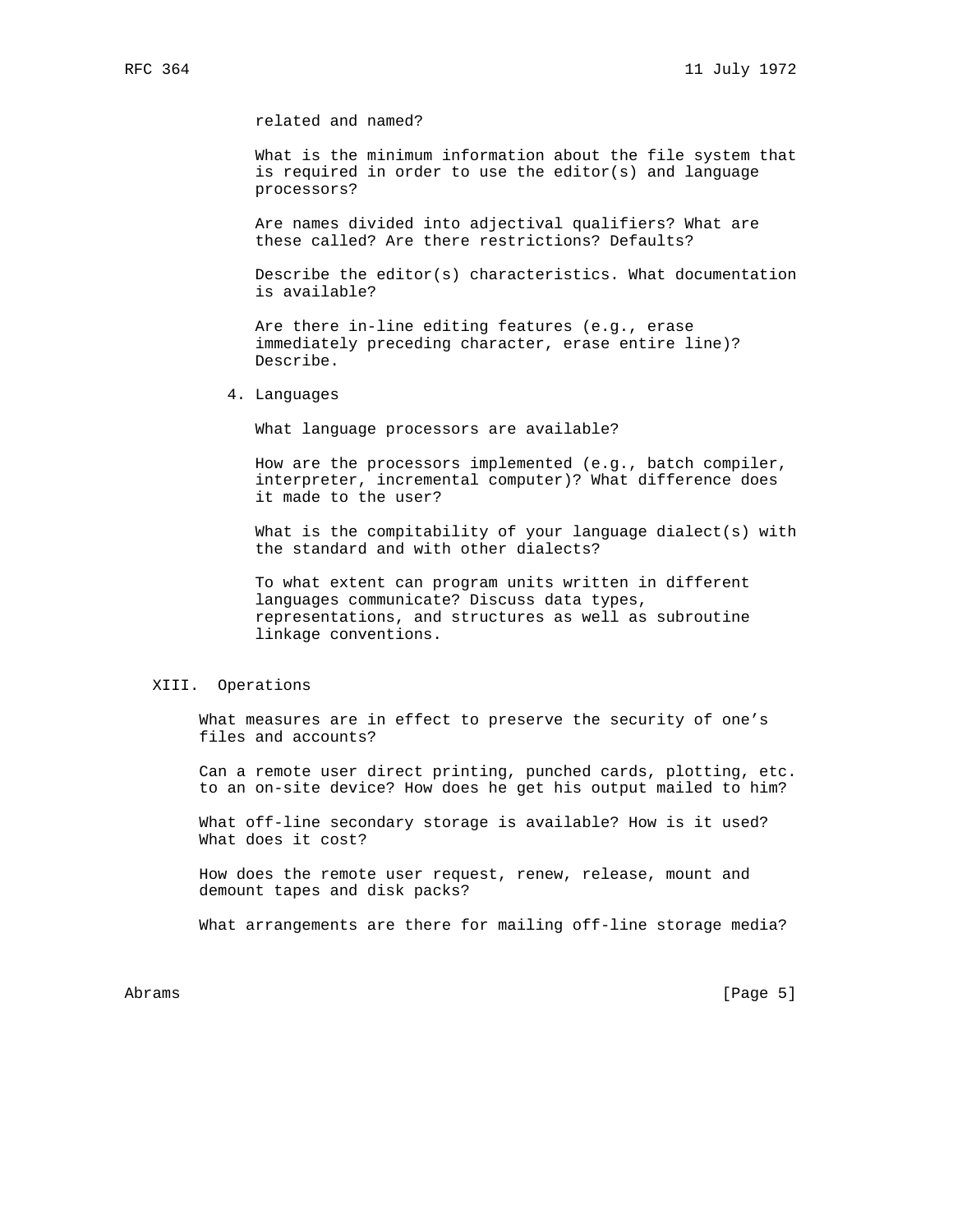related and named?

What is the minimum information about the file system that is required in order to use the editor(s) and language processors?

Are names divided into adjectival qualifiers? What are these called? Are there restrictions? Defaults?

Describe the editor(s) characteristics. What documentation is available?

Are there in-line editing features (e.g., erase immediately preceding character, erase entire line)? Describe.

4. Languages

What language processors are available?

How are the processors implemented (e.g., batch compiler, interpreter, incremental computer)? What difference does it made to the user?

What is the compitability of your language dialect(s) with the standard and with other dialects?

To what extent can program units written in different languages communicate? Discuss data types, representations, and structures as well as subroutine linkage conventions.

## XIII. Operations

What measures are in effect to preserve the security of one's files and accounts?

Can a remote user direct printing, punched cards, plotting, etc. to an on-site device? How does he get his output mailed to him?

What off-line secondary storage is available? How is it used? What does it cost?

How does the remote user request, renew, release, mount and demount tapes and disk packs?

What arrangements are there for mailing off-line storage media?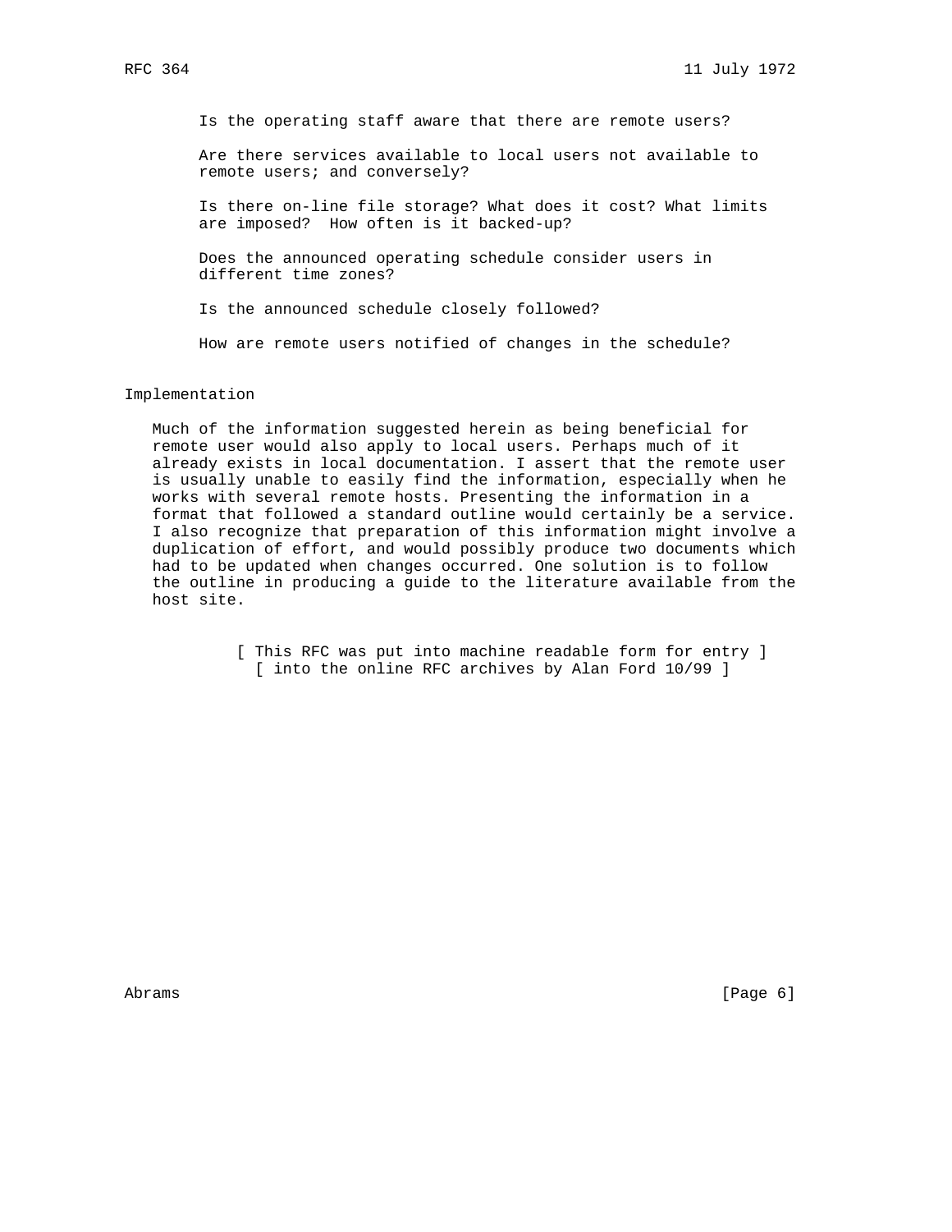Is the operating staff aware that there are remote users?

Are there services available to local users not available to remote users; and conversely?

Is there on-line file storage? What does it cost? What limits are imposed? How often is it backed-up?

Does the announced operating schedule consider users in different time zones?

Is the announced schedule closely followed?

How are remote users notified of changes in the schedule?

## Implementation

Much of the information suggested herein as being beneficial for remote user would also apply to local users. Perhaps much of it already exists in local documentation. I assert that the remote user is usually unable to easily find the information, especially when he works with several remote hosts. Presenting the information in a format that followed a standard outline would certainly be a service. I also recognize that preparation of this information might involve a duplication of effort, and would possibly produce two documents which had to be updated when changes occurred. One solution is to follow the outline in producing a guide to the literature available from the host site.

[ This RFC was put into machine readable form for entry ]
[ into the online RFC archives by Alan Ford 10/99 ]